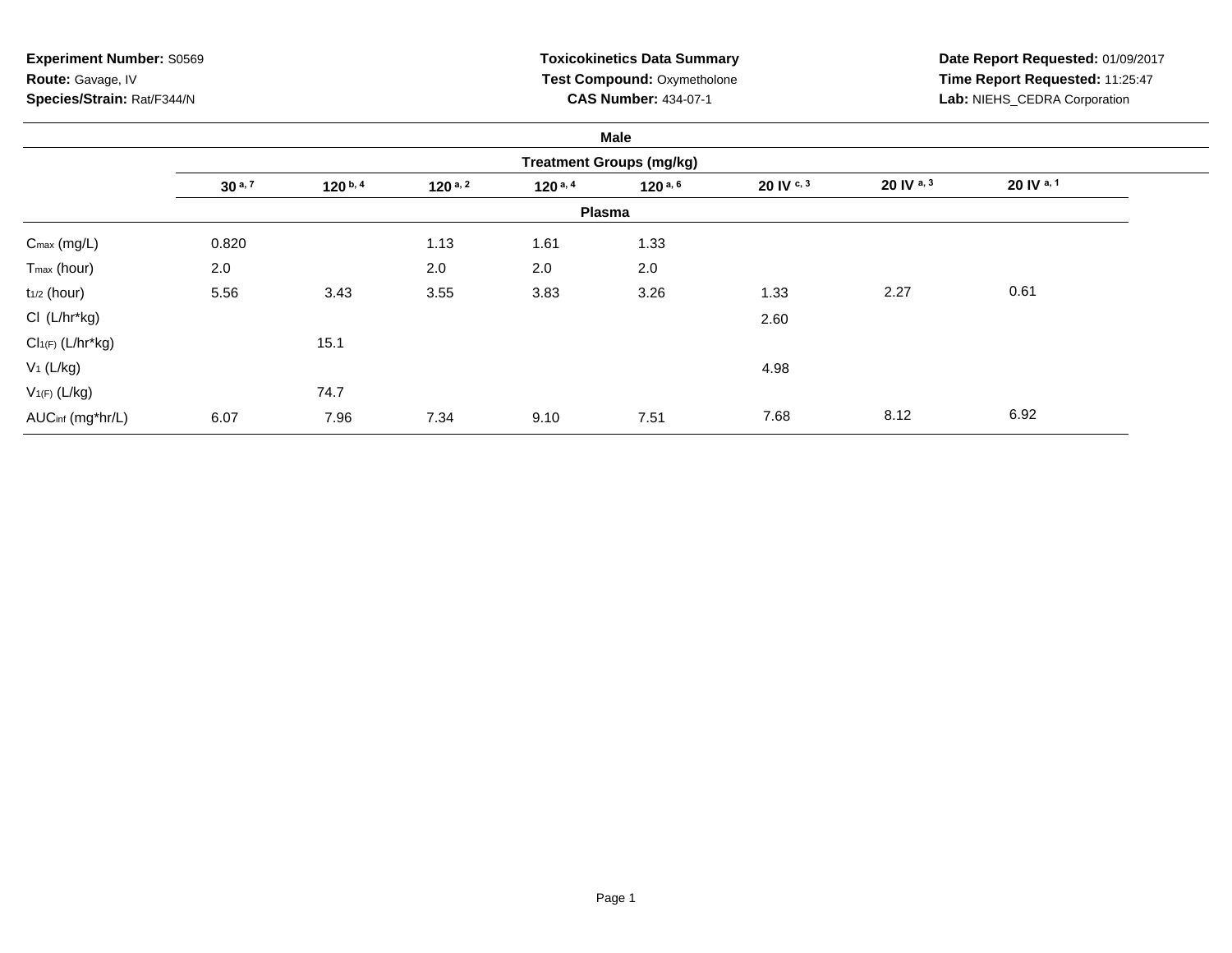**Experiment Number:** S0569
**Route:** Gavage, IV
**Species/Strain:** Rat/F344/N

**Toxicokinetics Data Summary**
**Test Compound:** Oxymetholone
**CAS Number:** 434-07-1

**Date Report Requested:** 01/09/2017
**Time Report Requested:** 11:25:47
**Lab:** NIEHS_CEDRA Corporation

| | Male | | | | | | | |
|---|---|---|---|---|---|---|---|---|
| | Treatment Groups (mg/kg) | | | | | | | |
| | 30 [a, 7] | 120 [b, 4] | 120 [a, 2] | 120 [a, 4] | 120 [a, 6] | 20 IV [c, 3] | 20 IV [a, 3] | 20 IV [a, 1] |
| | Plasma | | | | | | | |
| $C_{max}$ (mg/L) | 0.820 | | 1.13 | 1.61 | 1.33 | | | |
| $T_{max}$ (hour) | 2.0 | | 2.0 | 2.0 | 2.0 | | | |
| $t_{1/2}$ (hour) | 5.56 | 3.43 | 3.55 | 3.83 | 3.26 | 1.33 | 2.27 | 0.61 |
| Cl (L/hr*kg) | | | | | | 2.60 | | |
| $Cl_{1(F)}$ (L/hr*kg) | | 15.1 | | | | | | |
| $V_1$ (L/kg) | | | | | | 4.98 | | |
| $V_{1(F)}$ (L/kg) | | 74.7 | | | | | | |
| $AUC_{inf}$ (mg*hr/L) | 6.07 | 7.96 | 7.34 | 9.10 | 7.51 | 7.68 | 8.12 | 6.92 |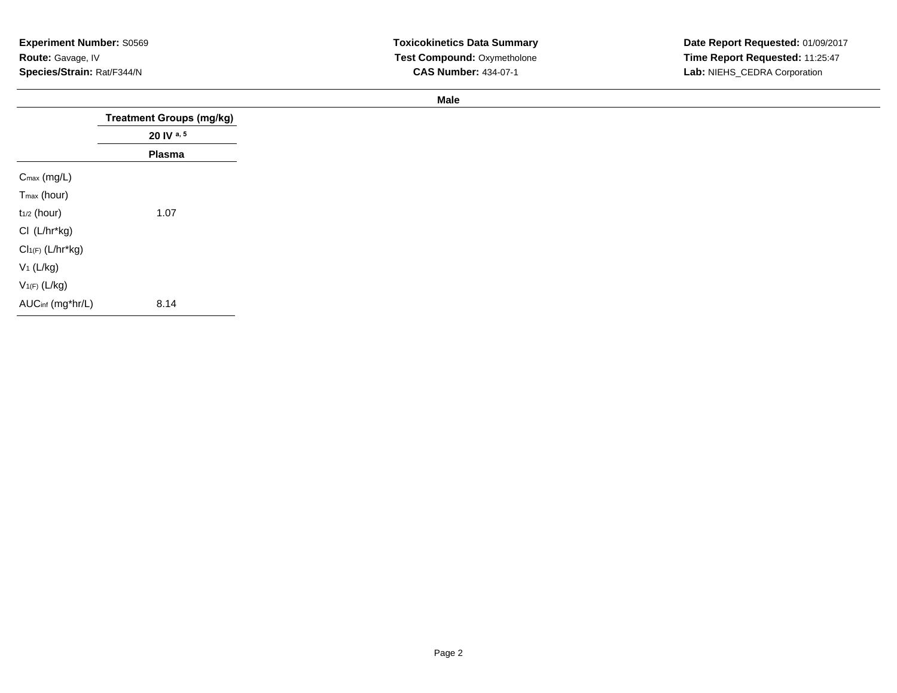**Experiment Number:** S0569
**Route:** Gavage, IV
**Species/Strain:** Rat/F344/N

**Toxicokinetics Data Summary**
**Test Compound:** Oxymetholone
**CAS Number:** 434-07-1

**Date Report Requested:** 01/09/2017
**Time Report Requested:** 11:25:47
**Lab:** NIEHS_CEDRA Corporation

**Male**

| | Treatment Groups (mg/kg) |
|---|---|
| | 20 IV [a, 5] |
| | Plasma |
| $C_{max}$ (mg/L) | |
| $T_{max}$ (hour) | |
| $t_{1/2}$ (hour) | 1.07 |
| Cl (L/hr*kg) | |
| $Cl_{1(F)}$ (L/hr*kg) | |
| $V_1$ (L/kg) | |
| $V_{1(F)}$ (L/kg) | |
| $AUC_{inf}$ (mg*hr/L) | 8.14 |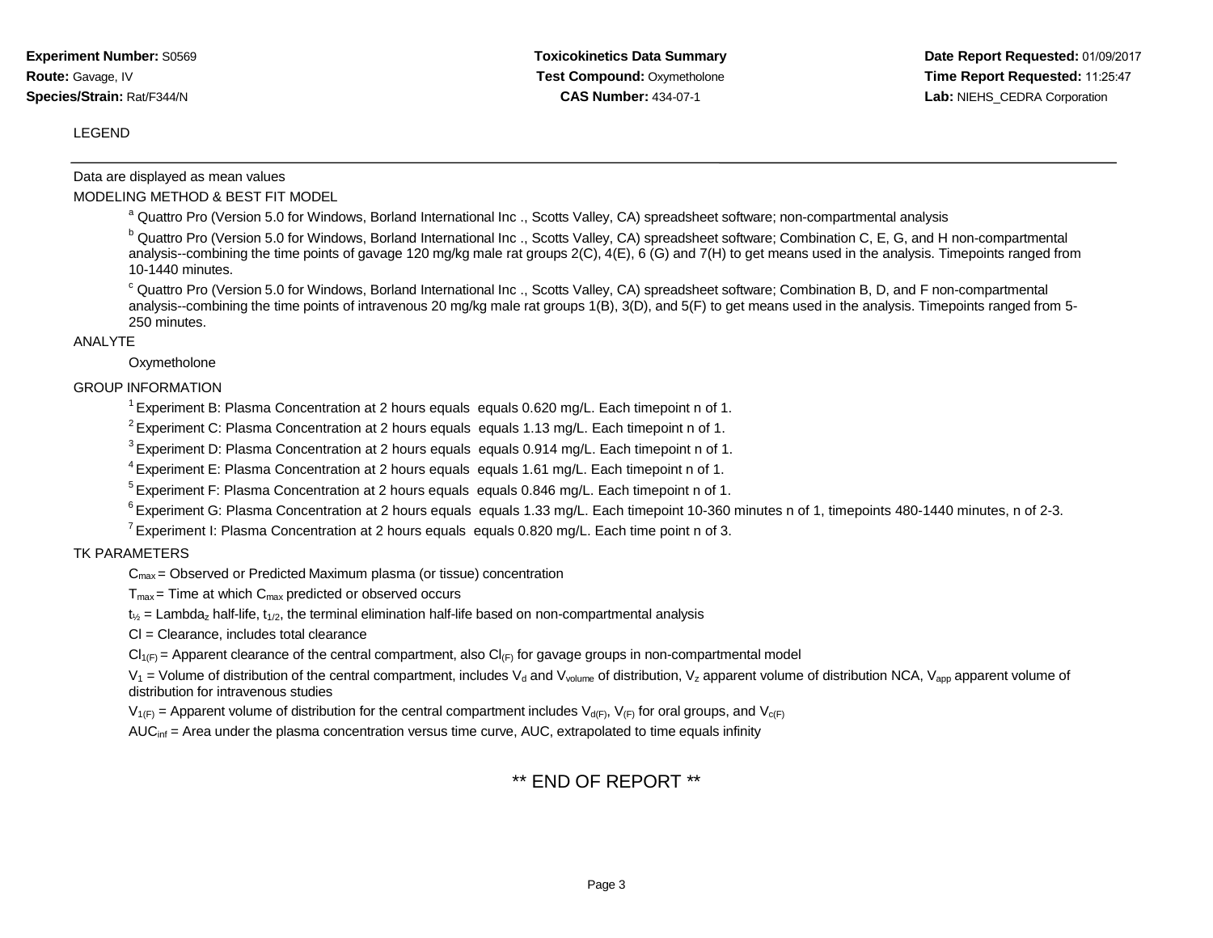**Experiment Number:** S0569
**Route:** Gavage, IV
**Species/Strain:** Rat/F344/N

**Toxicokinetics Data Summary**
**Test Compound:** Oxymetholone
**CAS Number:** 434-07-1

**Date Report Requested:** 01/09/2017
**Time Report Requested:** 11:25:47
**Lab:** NIEHS_CEDRA Corporation

LEGEND

---

Data are displayed as mean values

MODELING METHOD & BEST FIT MODEL

[a] Quattro Pro (Version 5.0 for Windows, Borland International Inc ., Scotts Valley, CA) spreadsheet software; non-compartmental analysis

[b] Quattro Pro (Version 5.0 for Windows, Borland International Inc ., Scotts Valley, CA) spreadsheet software; Combination C, E, G, and H non-compartmental analysis--combining the time points of gavage 120 mg/kg male rat groups 2(C), 4(E), 6 (G) and 7(H) to get means used in the analysis. Timepoints ranged from 10-1440 minutes.

[c] Quattro Pro (Version 5.0 for Windows, Borland International Inc ., Scotts Valley, CA) spreadsheet software; Combination B, D, and F non-compartmental analysis--combining the time points of intravenous 20 mg/kg male rat groups 1(B), 3(D), and 5(F) to get means used in the analysis. Timepoints ranged from 5-250 minutes.

ANALYTE

Oxymetholone

GROUP INFORMATION

[1] Experiment B: Plasma Concentration at 2 hours equals equals 0.620 mg/L. Each timepoint n of 1.

[2] Experiment C: Plasma Concentration at 2 hours equals equals 1.13 mg/L. Each timepoint n of 1.

[3] Experiment D: Plasma Concentration at 2 hours equals equals 0.914 mg/L. Each timepoint n of 1.

[4] Experiment E: Plasma Concentration at 2 hours equals equals 1.61 mg/L. Each timepoint n of 1.

[5] Experiment F: Plasma Concentration at 2 hours equals equals 0.846 mg/L. Each timepoint n of 1.

[6] Experiment G: Plasma Concentration at 2 hours equals equals 1.33 mg/L. Each timepoint 10-360 minutes n of 1, timepoints 480-1440 minutes, n of 2-3.

[7] Experiment I: Plasma Concentration at 2 hours equals equals 0.820 mg/L. Each time point n of 3.

TK PARAMETERS

$C_{max}$ = Observed or Predicted Maximum plasma (or tissue) concentration

$T_{max}$ = Time at which $C_{max}$ predicted or observed occurs

$t_{½}$ = Lambda$_z$ half-life, $t_{1/2}$, the terminal elimination half-life based on non-compartmental analysis

Cl = Clearance, includes total clearance

$Cl_{1(F)}$ = Apparent clearance of the central compartment, also $Cl_{(F)}$ for gavage groups in non-compartmental model

$V_1$ = Volume of distribution of the central compartment, includes $V_d$ and $V_{volume}$ of distribution, $V_z$ apparent volume of distribution NCA, $V_{app}$ apparent volume of distribution for intravenous studies

$V_{1(F)}$ = Apparent volume of distribution for the central compartment includes $V_{d(F)}$, $V_{(F)}$ for oral groups, and $V_{c(F)}$

$AUC_{inf}$ = Area under the plasma concentration versus time curve, AUC, extrapolated to time equals infinity

** END OF REPORT **